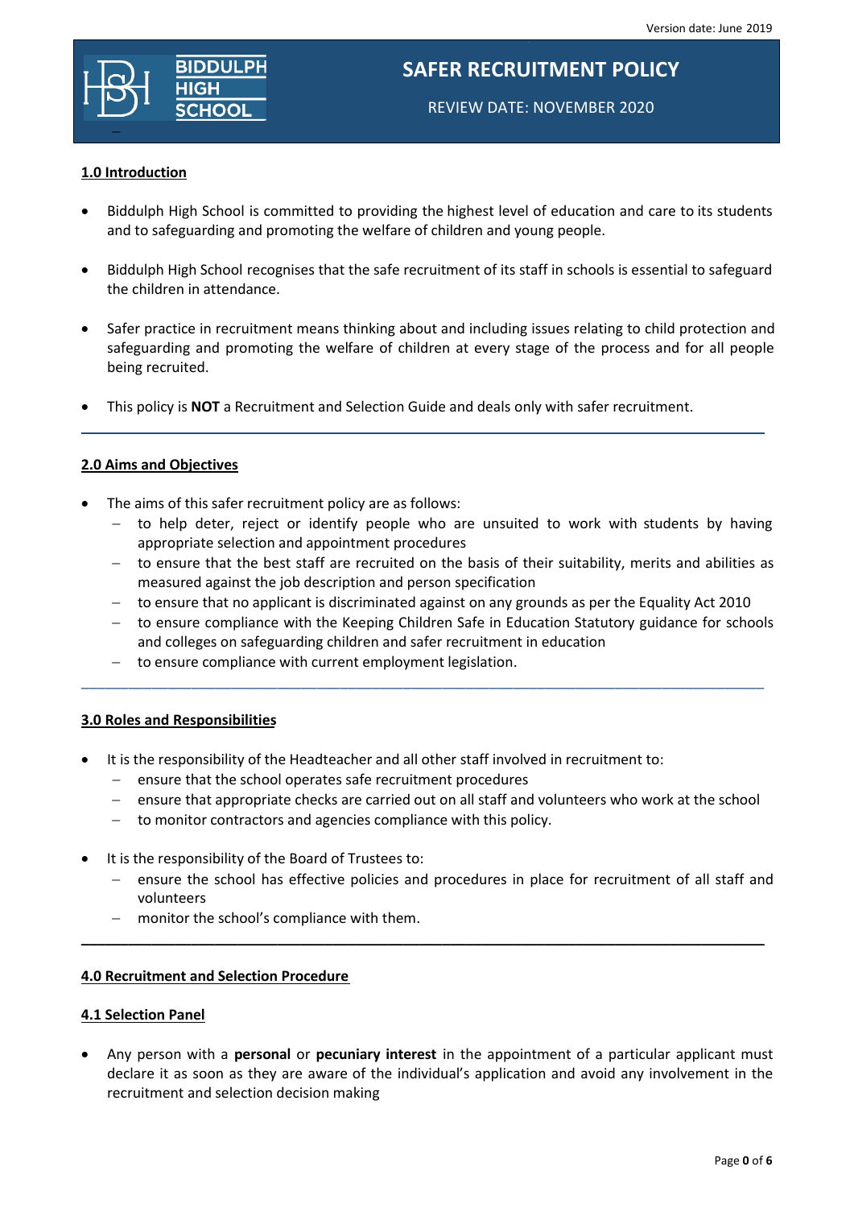# SAFER RECRUITMENT POLICY

REVIEW DATE: NOVEMBER 2020

## 1.0 Introduction

- Biddulph High School is committed to providing the highest level of education and care to its students and to safeguarding and promoting the welfare of children and young people.
- Biddulph High School recognises that the safe recruitment of its staff in schools is essential to safeguard the children in attendance.
- Safer practice in recruitment means thinking about and including issues relating to child protection and safeguarding and promoting the welfare of children at every stage of the process and for all people being recruited.
- This policy is **NOT** a Recruitment and Selection Guide and deals only with safer recruitment.

---

## 2.0 Aims and Objectives

- The aims of this safer recruitment policy are as follows:
  - to help deter, reject or identify people who are unsuited to work with students by having appropriate selection and appointment procedures
  - to ensure that the best staff are recruited on the basis of their suitability, merits and abilities as measured against the job description and person specification
  - to ensure that no applicant is discriminated against on any grounds as per the Equality Act 2010
  - to ensure compliance with the Keeping Children Safe in Education Statutory guidance for schools and colleges on safeguarding children and safer recruitment in education
  - to ensure compliance with current employment legislation.

---

## 3.0 Roles and Responsibilities

- It is the responsibility of the Headteacher and all other staff involved in recruitment to:
  - ensure that the school operates safe recruitment procedures
  - ensure that appropriate checks are carried out on all staff and volunteers who work at the school
  - to monitor contractors and agencies compliance with this policy.
- It is the responsibility of the Board of Trustees to:
  - ensure the school has effective policies and procedures in place for recruitment of all staff and volunteers
  - monitor the school's compliance with them.

---

## 4.0 Recruitment and Selection Procedure

### 4.1 Selection Panel

- Any person with a **personal** or **pecuniary interest** in the appointment of a particular applicant must declare it as soon as they are aware of the individual's application and avoid any involvement in the recruitment and selection decision making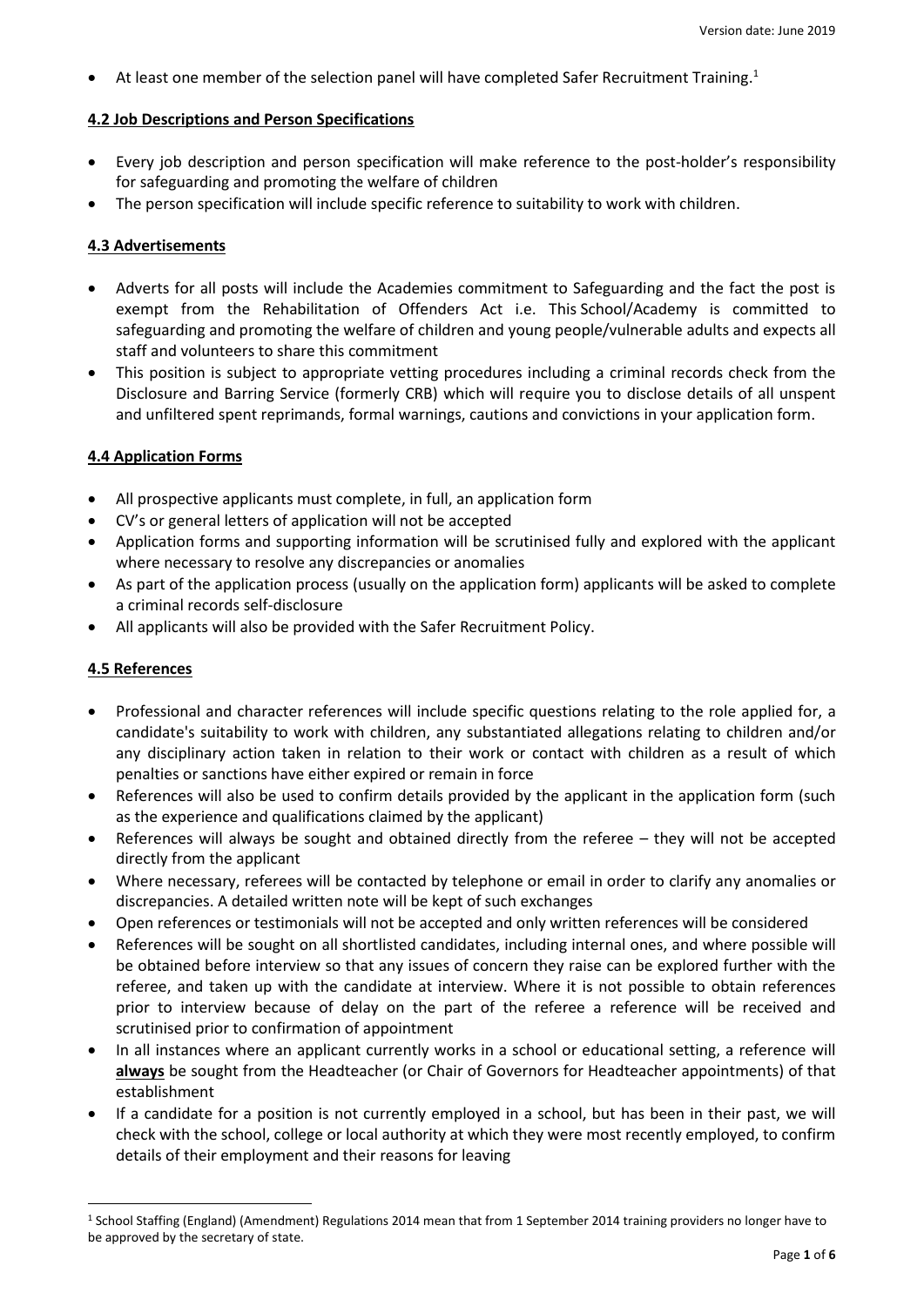- At least one member of the selection panel will have completed Safer Recruitment Training.[1]

**4.2 Job Descriptions and Person Specifications**

- Every job description and person specification will make reference to the post-holder's responsibility for safeguarding and promoting the welfare of children
- The person specification will include specific reference to suitability to work with children.

**4.3 Advertisements**

- Adverts for all posts will include the Academies commitment to Safeguarding and the fact the post is exempt from the Rehabilitation of Offenders Act i.e. This School/Academy is committed to safeguarding and promoting the welfare of children and young people/vulnerable adults and expects all staff and volunteers to share this commitment
- This position is subject to appropriate vetting procedures including a criminal records check from the Disclosure and Barring Service (formerly CRB) which will require you to disclose details of all unspent and unfiltered spent reprimands, formal warnings, cautions and convictions in your application form.

**4.4 Application Forms**

- All prospective applicants must complete, in full, an application form
- CV's or general letters of application will not be accepted
- Application forms and supporting information will be scrutinised fully and explored with the applicant where necessary to resolve any discrepancies or anomalies
- As part of the application process (usually on the application form) applicants will be asked to complete a criminal records self-disclosure
- All applicants will also be provided with the Safer Recruitment Policy.

**4.5 References**

- Professional and character references will include specific questions relating to the role applied for, a candidate's suitability to work with children, any substantiated allegations relating to children and/or any disciplinary action taken in relation to their work or contact with children as a result of which penalties or sanctions have either expired or remain in force
- References will also be used to confirm details provided by the applicant in the application form (such as the experience and qualifications claimed by the applicant)
- References will always be sought and obtained directly from the referee – they will not be accepted directly from the applicant
- Where necessary, referees will be contacted by telephone or email in order to clarify any anomalies or discrepancies. A detailed written note will be kept of such exchanges
- Open references or testimonials will not be accepted and only written references will be considered
- References will be sought on all shortlisted candidates, including internal ones, and where possible will be obtained before interview so that any issues of concern they raise can be explored further with the referee, and taken up with the candidate at interview. Where it is not possible to obtain references prior to interview because of delay on the part of the referee a reference will be received and scrutinised prior to confirmation of appointment
- In all instances where an applicant currently works in a school or educational setting, a reference will **always** be sought from the Headteacher (or Chair of Governors for Headteacher appointments) of that establishment
- If a candidate for a position is not currently employed in a school, but has been in their past, we will check with the school, college or local authority at which they were most recently employed, to confirm details of their employment and their reasons for leaving

[1] School Staffing (England) (Amendment) Regulations 2014 mean that from 1 September 2014 training providers no longer have to be approved by the secretary of state.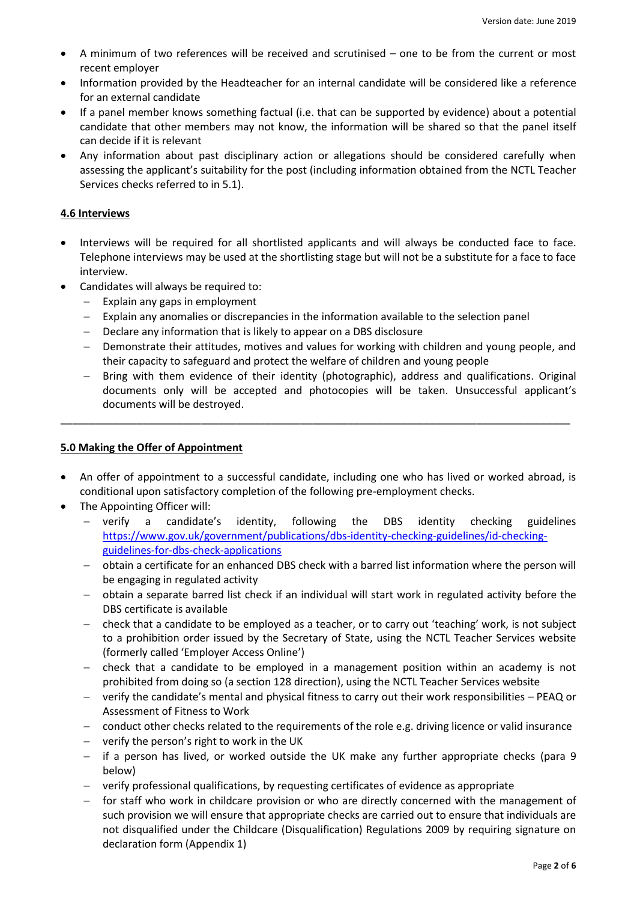- A minimum of two references will be received and scrutinised – one to be from the current or most recent employer
- Information provided by the Headteacher for an internal candidate will be considered like a reference for an external candidate
- If a panel member knows something factual (i.e. that can be supported by evidence) about a potential candidate that other members may not know, the information will be shared so that the panel itself can decide if it is relevant
- Any information about past disciplinary action or allegations should be considered carefully when assessing the applicant's suitability for the post (including information obtained from the NCTL Teacher Services checks referred to in 5.1).

**4.6 Interviews**

- Interviews will be required for all shortlisted applicants and will always be conducted face to face. Telephone interviews may be used at the shortlisting stage but will not be a substitute for a face to face interview.
- Candidates will always be required to:
  - Explain any gaps in employment
  - Explain any anomalies or discrepancies in the information available to the selection panel
  - Declare any information that is likely to appear on a DBS disclosure
  - Demonstrate their attitudes, motives and values for working with children and young people, and their capacity to safeguard and protect the welfare of children and young people
  - Bring with them evidence of their identity (photographic), address and qualifications. Original documents only will be accepted and photocopies will be taken. Unsuccessful applicant's documents will be destroyed.

---

**5.0 Making the Offer of Appointment**

- An offer of appointment to a successful candidate, including one who has lived or worked abroad, is conditional upon satisfactory completion of the following pre-employment checks.
- The Appointing Officer will:
  - verify a candidate's identity, following the DBS identity checking guidelines https://www.gov.uk/government/publications/dbs-identity-checking-guidelines/id-checking-guidelines-for-dbs-check-applications
  - obtain a certificate for an enhanced DBS check with a barred list information where the person will be engaging in regulated activity
  - obtain a separate barred list check if an individual will start work in regulated activity before the DBS certificate is available
  - check that a candidate to be employed as a teacher, or to carry out 'teaching' work, is not subject to a prohibition order issued by the Secretary of State, using the NCTL Teacher Services website (formerly called 'Employer Access Online')
  - check that a candidate to be employed in a management position within an academy is not prohibited from doing so (a section 128 direction), using the NCTL Teacher Services website
  - verify the candidate's mental and physical fitness to carry out their work responsibilities – PEAQ or Assessment of Fitness to Work
  - conduct other checks related to the requirements of the role e.g. driving licence or valid insurance
  - verify the person's right to work in the UK
  - if a person has lived, or worked outside the UK make any further appropriate checks (para 9 below)
  - verify professional qualifications, by requesting certificates of evidence as appropriate
  - for staff who work in childcare provision or who are directly concerned with the management of such provision we will ensure that appropriate checks are carried out to ensure that individuals are not disqualified under the Childcare (Disqualification) Regulations 2009 by requiring signature on declaration form (Appendix 1)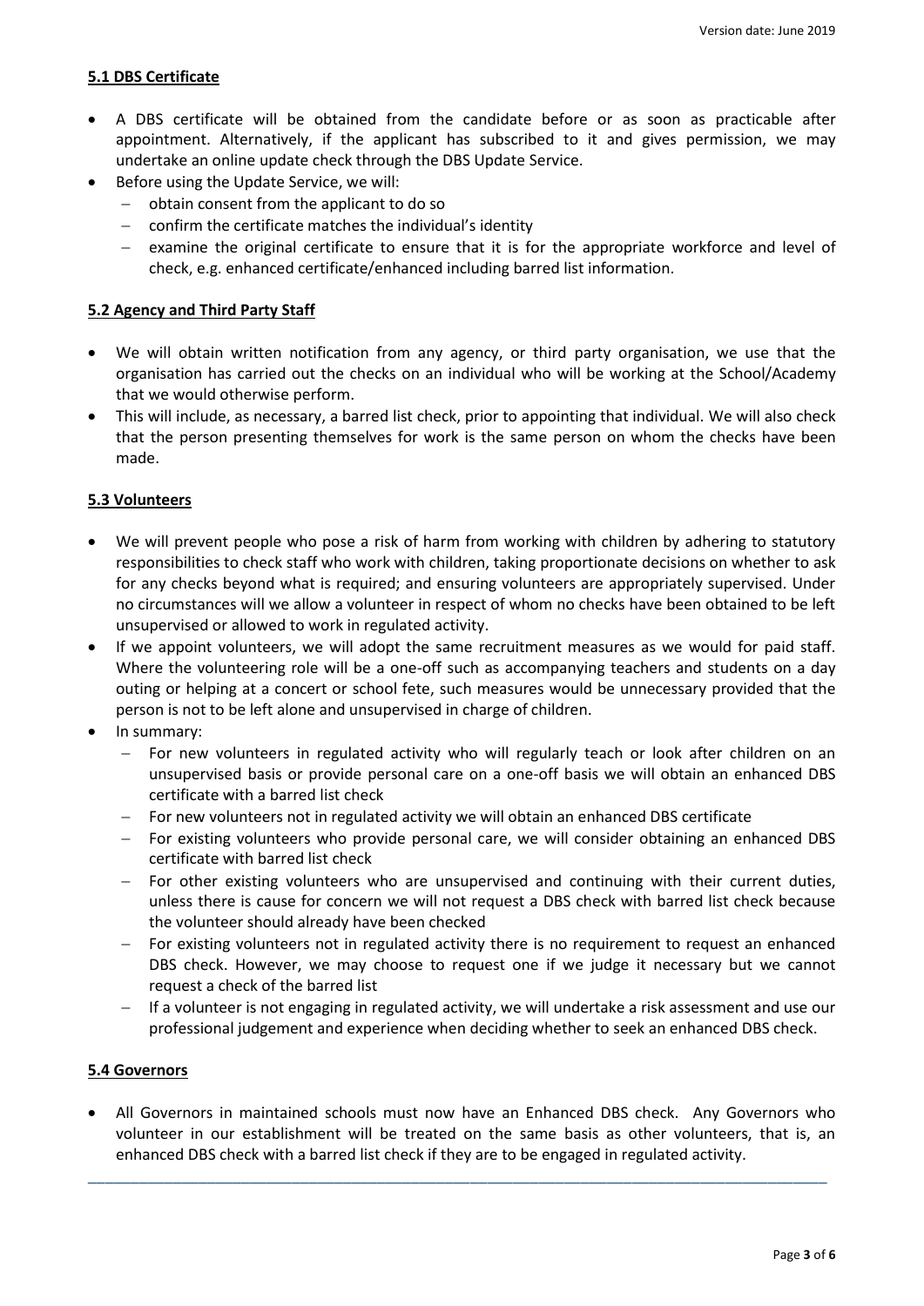## 5.1 DBS Certificate

- A DBS certificate will be obtained from the candidate before or as soon as practicable after appointment. Alternatively, if the applicant has subscribed to it and gives permission, we may undertake an online update check through the DBS Update Service.
- Before using the Update Service, we will:
  - obtain consent from the applicant to do so
  - confirm the certificate matches the individual's identity
  - examine the original certificate to ensure that it is for the appropriate workforce and level of check, e.g. enhanced certificate/enhanced including barred list information.

## 5.2 Agency and Third Party Staff

- We will obtain written notification from any agency, or third party organisation, we use that the organisation has carried out the checks on an individual who will be working at the School/Academy that we would otherwise perform.
- This will include, as necessary, a barred list check, prior to appointing that individual. We will also check that the person presenting themselves for work is the same person on whom the checks have been made.

## 5.3 Volunteers

- We will prevent people who pose a risk of harm from working with children by adhering to statutory responsibilities to check staff who work with children, taking proportionate decisions on whether to ask for any checks beyond what is required; and ensuring volunteers are appropriately supervised. Under no circumstances will we allow a volunteer in respect of whom no checks have been obtained to be left unsupervised or allowed to work in regulated activity.
- If we appoint volunteers, we will adopt the same recruitment measures as we would for paid staff. Where the volunteering role will be a one-off such as accompanying teachers and students on a day outing or helping at a concert or school fete, such measures would be unnecessary provided that the person is not to be left alone and unsupervised in charge of children.
- In summary:
  - For new volunteers in regulated activity who will regularly teach or look after children on an unsupervised basis or provide personal care on a one-off basis we will obtain an enhanced DBS certificate with a barred list check
  - For new volunteers not in regulated activity we will obtain an enhanced DBS certificate
  - For existing volunteers who provide personal care, we will consider obtaining an enhanced DBS certificate with barred list check
  - For other existing volunteers who are unsupervised and continuing with their current duties, unless there is cause for concern we will not request a DBS check with barred list check because the volunteer should already have been checked
  - For existing volunteers not in regulated activity there is no requirement to request an enhanced DBS check. However, we may choose to request one if we judge it necessary but we cannot request a check of the barred list
  - If a volunteer is not engaging in regulated activity, we will undertake a risk assessment and use our professional judgement and experience when deciding whether to seek an enhanced DBS check.

## 5.4 Governors

- All Governors in maintained schools must now have an Enhanced DBS check. Any Governors who volunteer in our establishment will be treated on the same basis as other volunteers, that is, an enhanced DBS check with a barred list check if they are to be engaged in regulated activity.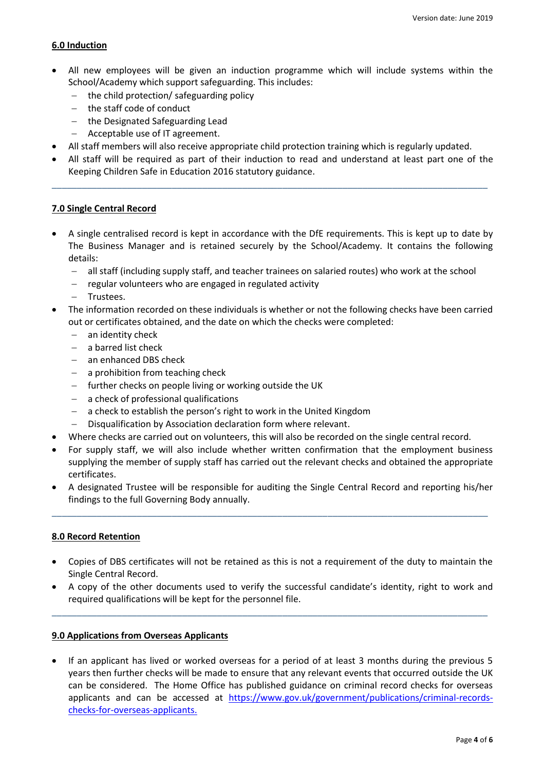## 6.0 Induction

- All new employees will be given an induction programme which will include systems within the School/Academy which support safeguarding. This includes:
  - the child protection/ safeguarding policy
  - the staff code of conduct
  - the Designated Safeguarding Lead
  - Acceptable use of IT agreement.
- All staff members will also receive appropriate child protection training which is regularly updated.
- All staff will be required as part of their induction to read and understand at least part one of the Keeping Children Safe in Education 2016 statutory guidance.

---

## 7.0 Single Central Record

- A single centralised record is kept in accordance with the DfE requirements. This is kept up to date by The Business Manager and is retained securely by the School/Academy. It contains the following details:
  - all staff (including supply staff, and teacher trainees on salaried routes) who work at the school
  - regular volunteers who are engaged in regulated activity
  - Trustees.
- The information recorded on these individuals is whether or not the following checks have been carried out or certificates obtained, and the date on which the checks were completed:
  - an identity check
  - a barred list check
  - an enhanced DBS check
  - a prohibition from teaching check
  - further checks on people living or working outside the UK
  - a check of professional qualifications
  - a check to establish the person's right to work in the United Kingdom
  - Disqualification by Association declaration form where relevant.
- Where checks are carried out on volunteers, this will also be recorded on the single central record.
- For supply staff, we will also include whether written confirmation that the employment business supplying the member of supply staff has carried out the relevant checks and obtained the appropriate certificates.
- A designated Trustee will be responsible for auditing the Single Central Record and reporting his/her findings to the full Governing Body annually.

---

## 8.0 Record Retention

- Copies of DBS certificates will not be retained as this is not a requirement of the duty to maintain the Single Central Record.
- A copy of the other documents used to verify the successful candidate's identity, right to work and required qualifications will be kept for the personnel file.

---

## 9.0 Applications from Overseas Applicants

- If an applicant has lived or worked overseas for a period of at least 3 months during the previous 5 years then further checks will be made to ensure that any relevant events that occurred outside the UK can be considered. The Home Office has published guidance on criminal record checks for overseas applicants and can be accessed at [https://www.gov.uk/government/publications/criminal-records-checks-for-overseas-applicants.](https://www.gov.uk/government/publications/criminal-records-checks-for-overseas-applicants)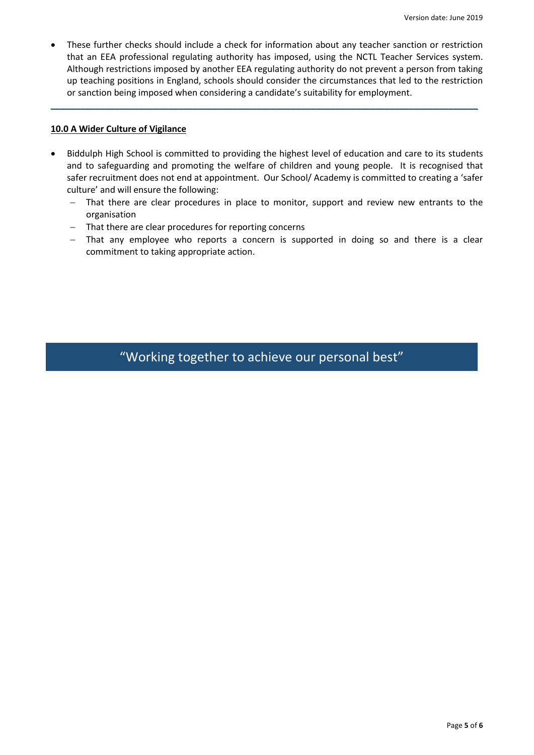- These further checks should include a check for information about any teacher sanction or restriction that an EEA professional regulating authority has imposed, using the NCTL Teacher Services system. Although restrictions imposed by another EEA regulating authority do not prevent a person from taking up teaching positions in England, schools should consider the circumstances that led to the restriction or sanction being imposed when considering a candidate's suitability for employment.

---

## 10.0 A Wider Culture of Vigilance

- Biddulph High School is committed to providing the highest level of education and care to its students and to safeguarding and promoting the welfare of children and young people. It is recognised that safer recruitment does not end at appointment. Our School/ Academy is committed to creating a 'safer culture' and will ensure the following:
  - That there are clear procedures in place to monitor, support and review new entrants to the organisation
  - That there are clear procedures for reporting concerns
  - That any employee who reports a concern is supported in doing so and there is a clear commitment to taking appropriate action.

"Working together to achieve our personal best"